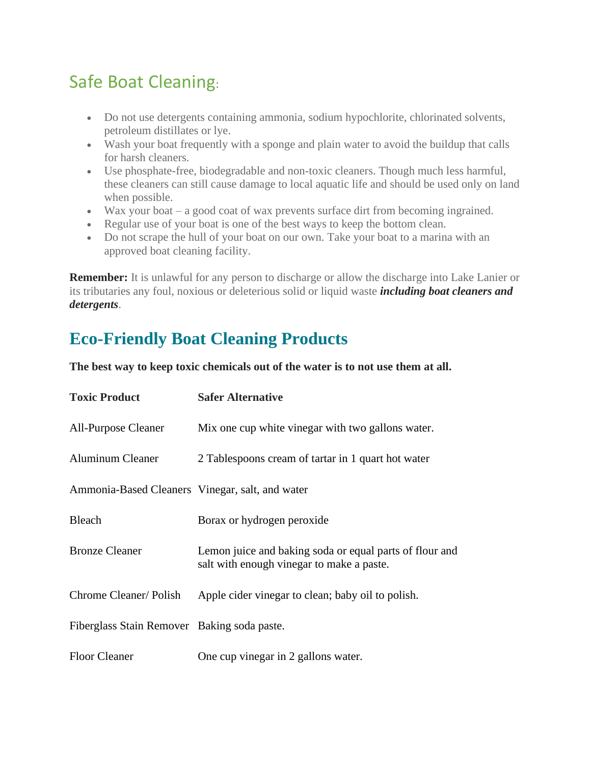## Safe Boat Cleaning:

- Do not use detergents containing ammonia, sodium hypochlorite, chlorinated solvents, petroleum distillates or lye.
- Wash your boat frequently with a sponge and plain water to avoid the buildup that calls for harsh cleaners.
- Use phosphate-free, biodegradable and non-toxic cleaners. Though much less harmful, these cleaners can still cause damage to local aquatic life and should be used only on land when possible.
- Wax your boat – a good coat of wax prevents surface dirt from becoming ingrained.
- Regular use of your boat is one of the best ways to keep the bottom clean.
- Do not scrape the hull of your boat on our own. Take your boat to a marina with an approved boat cleaning facility.

**Remember:** It is unlawful for any person to discharge or allow the discharge into Lake Lanier or its tributaries any foul, noxious or deleterious solid or liquid waste ***including boat cleaners and detergents***.

## Eco-Friendly Boat Cleaning Products

**The best way to keep toxic chemicals out of the water is to not use them at all.**

| Toxic Product | Safer Alternative |
|---|---|
| All-Purpose Cleaner | Mix one cup white vinegar with two gallons water. |
| Aluminum Cleaner | 2 Tablespoons cream of tartar in 1 quart hot water |
| Ammonia-Based Cleaners | Vinegar, salt, and water |
| Bleach | Borax or hydrogen peroxide |
| Bronze Cleaner | Lemon juice and baking soda or equal parts of flour and salt with enough vinegar to make a paste. |
| Chrome Cleaner/ Polish | Apple cider vinegar to clean; baby oil to polish. |
| Fiberglass Stain Remover | Baking soda paste. |
| Floor Cleaner | One cup vinegar in 2 gallons water. |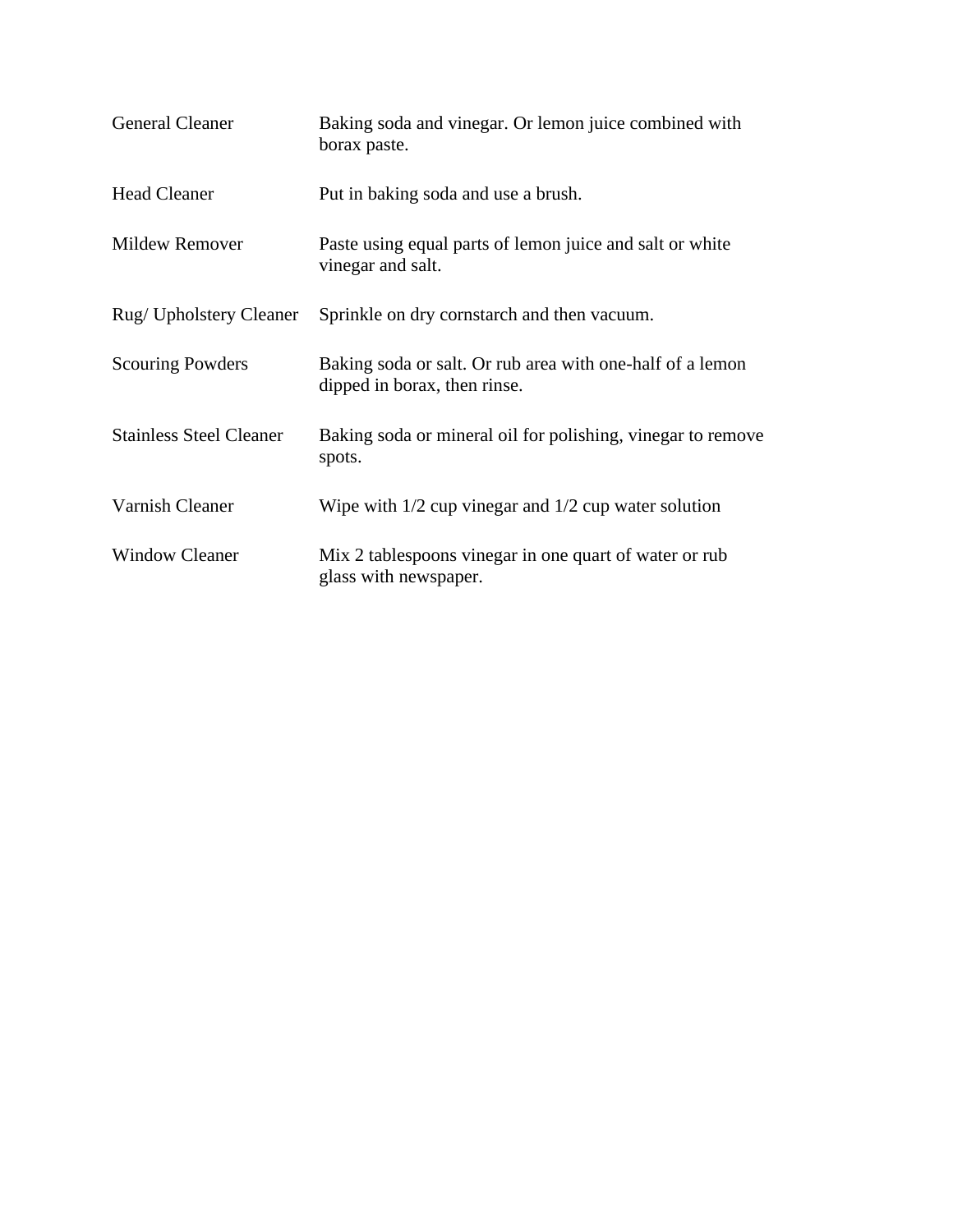| | |
|---|---|
| General Cleaner | Baking soda and vinegar. Or lemon juice combined with borax paste. |
| Head Cleaner | Put in baking soda and use a brush. |
| Mildew Remover | Paste using equal parts of lemon juice and salt or white vinegar and salt. |
| Rug/ Upholstery Cleaner | Sprinkle on dry cornstarch and then vacuum. |
| Scouring Powders | Baking soda or salt. Or rub area with one-half of a lemon dipped in borax, then rinse. |
| Stainless Steel Cleaner | Baking soda or mineral oil for polishing, vinegar to remove spots. |
| Varnish Cleaner | Wipe with 1/2 cup vinegar and 1/2 cup water solution |
| Window Cleaner | Mix 2 tablespoons vinegar in one quart of water or rub glass with newspaper. |